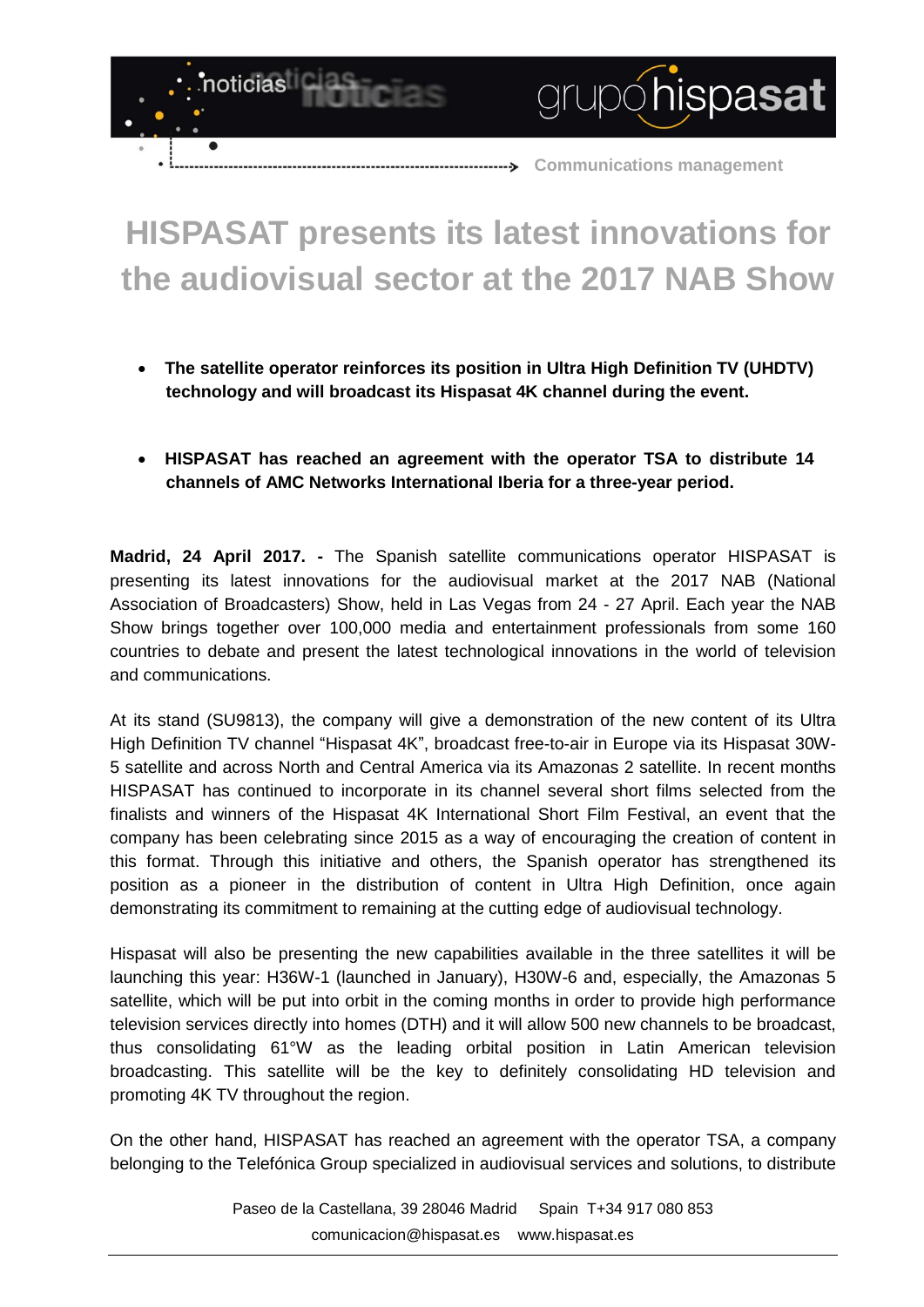# HISPASAT presents its latest innovations for the audiovisual sector at the 2017 NAB Show

- **The satellite operator reinforces its position in Ultra High Definition TV (UHDTV) technology and will broadcast its Hispasat 4K channel during the event.**

- **HISPASAT has reached an agreement with the operator TSA to distribute 14 channels of AMC Networks International Iberia for a three-year period.**

**Madrid, 24 April 2017. -** The Spanish satellite communications operator HISPASAT is presenting its latest innovations for the audiovisual market at the 2017 NAB (National Association of Broadcasters) Show, held in Las Vegas from 24 - 27 April. Each year the NAB Show brings together over 100,000 media and entertainment professionals from some 160 countries to debate and present the latest technological innovations in the world of television and communications.

At its stand (SU9813), the company will give a demonstration of the new content of its Ultra High Definition TV channel "Hispasat 4K", broadcast free-to-air in Europe via its Hispasat 30W-5 satellite and across North and Central America via its Amazonas 2 satellite. In recent months HISPASAT has continued to incorporate in its channel several short films selected from the finalists and winners of the Hispasat 4K International Short Film Festival, an event that the company has been celebrating since 2015 as a way of encouraging the creation of content in this format. Through this initiative and others, the Spanish operator has strengthened its position as a pioneer in the distribution of content in Ultra High Definition, once again demonstrating its commitment to remaining at the cutting edge of audiovisual technology.

Hispasat will also be presenting the new capabilities available in the three satellites it will be launching this year: H36W-1 (launched in January), H30W-6 and, especially, the Amazonas 5 satellite, which will be put into orbit in the coming months in order to provide high performance television services directly into homes (DTH) and it will allow 500 new channels to be broadcast, thus consolidating 61°W as the leading orbital position in Latin American television broadcasting. This satellite will be the key to definitely consolidating HD television and promoting 4K TV throughout the region.

On the other hand, HISPASAT has reached an agreement with the operator TSA, a company belonging to the Telefónica Group specialized in audiovisual services and solutions, to distribute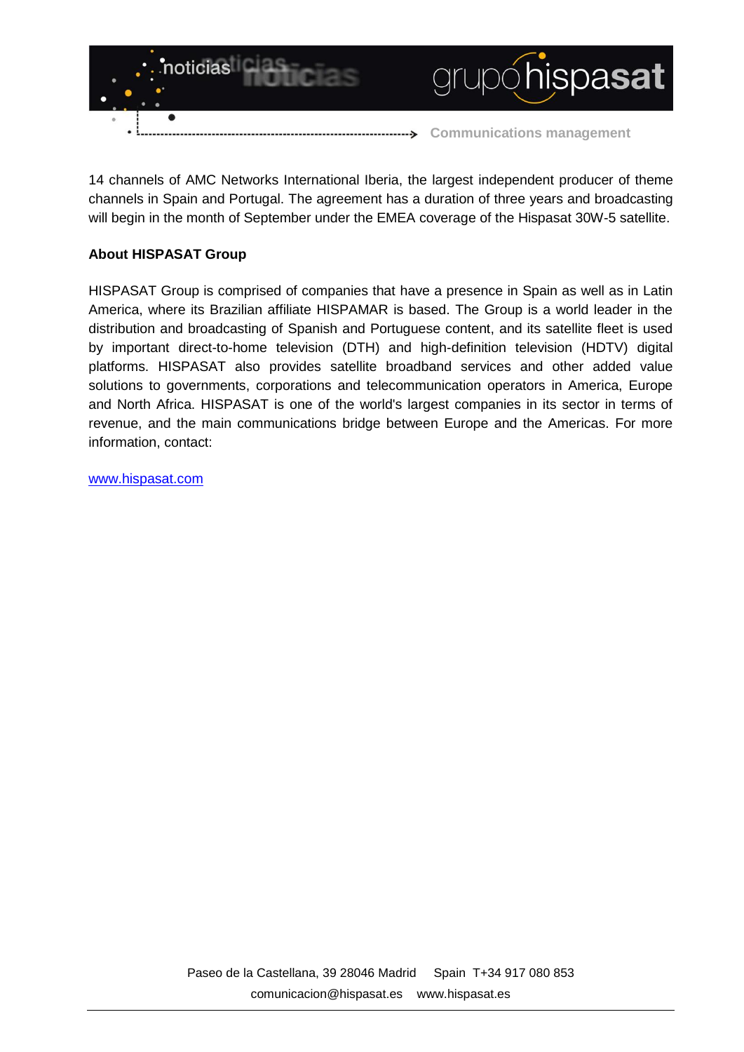14 channels of AMC Networks International Iberia, the largest independent producer of theme channels in Spain and Portugal. The agreement has a duration of three years and broadcasting will begin in the month of September under the EMEA coverage of the Hispasat 30W-5 satellite.

**About HISPASAT Group**

HISPASAT Group is comprised of companies that have a presence in Spain as well as in Latin America, where its Brazilian affiliate HISPAMAR is based. The Group is a world leader in the distribution and broadcasting of Spanish and Portuguese content, and its satellite fleet is used by important direct-to-home television (DTH) and high-definition television (HDTV) digital platforms. HISPASAT also provides satellite broadband services and other added value solutions to governments, corporations and telecommunication operators in America, Europe and North Africa. HISPASAT is one of the world's largest companies in its sector in terms of revenue, and the main communications bridge between Europe and the Americas. For more information, contact:

[www.hispasat.com](http://www.hispasat.com)

Paseo de la Castellana, 39 28046 Madrid Spain T+34 917 080 853
comunicacion@hispasat.es www.hispasat.es